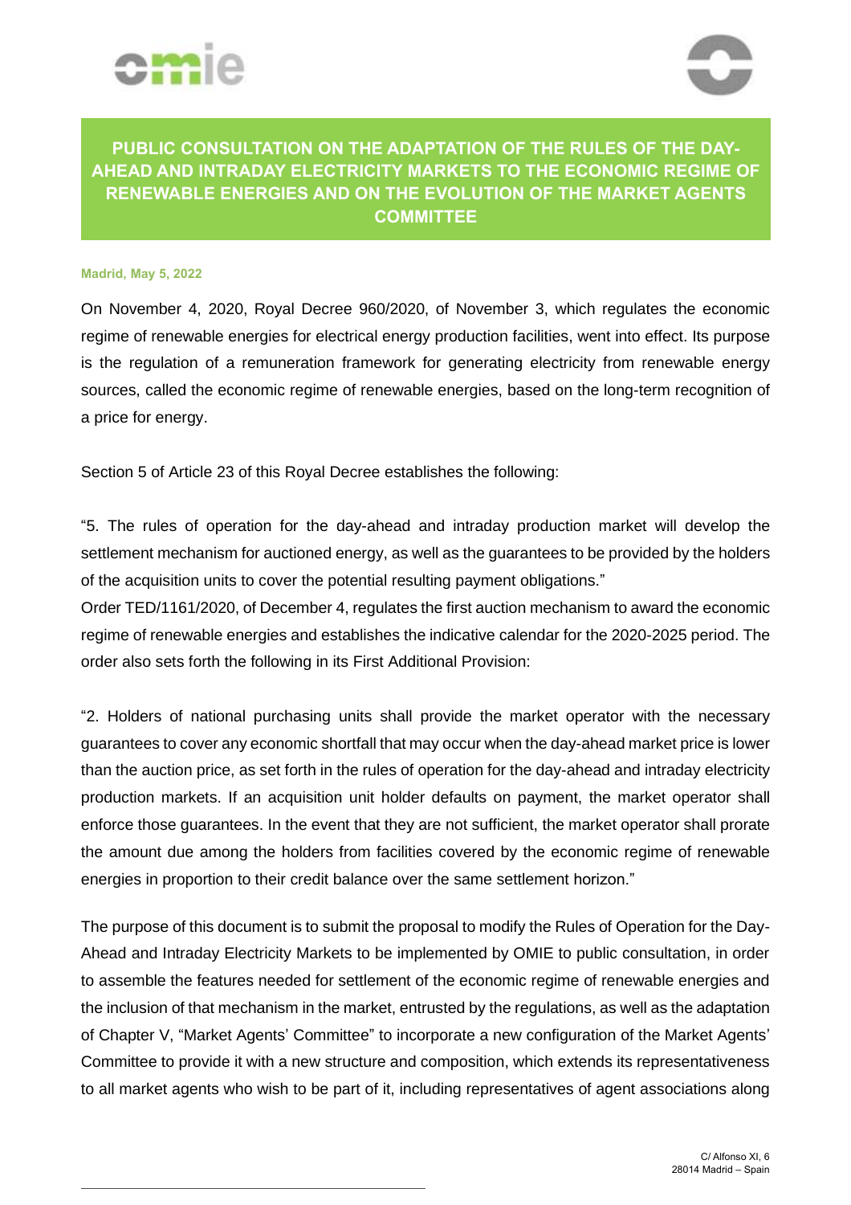# PUBLIC CONSULTATION ON THE ADAPTATION OF THE RULES OF THE DAY-AHEAD AND INTRADAY ELECTRICITY MARKETS TO THE ECONOMIC REGIME OF RENEWABLE ENERGIES AND ON THE EVOLUTION OF THE MARKET AGENTS COMMITTEE

**Madrid, May 5, 2022**

On November 4, 2020, Royal Decree 960/2020, of November 3, which regulates the economic regime of renewable energies for electrical energy production facilities, went into effect. Its purpose is the regulation of a remuneration framework for generating electricity from renewable energy sources, called the economic regime of renewable energies, based on the long-term recognition of a price for energy.

Section 5 of Article 23 of this Royal Decree establishes the following:

"5. The rules of operation for the day-ahead and intraday production market will develop the settlement mechanism for auctioned energy, as well as the guarantees to be provided by the holders of the acquisition units to cover the potential resulting payment obligations."

Order TED/1161/2020, of December 4, regulates the first auction mechanism to award the economic regime of renewable energies and establishes the indicative calendar for the 2020-2025 period. The order also sets forth the following in its First Additional Provision:

"2. Holders of national purchasing units shall provide the market operator with the necessary guarantees to cover any economic shortfall that may occur when the day-ahead market price is lower than the auction price, as set forth in the rules of operation for the day-ahead and intraday electricity production markets. If an acquisition unit holder defaults on payment, the market operator shall enforce those guarantees. In the event that they are not sufficient, the market operator shall prorate the amount due among the holders from facilities covered by the economic regime of renewable energies in proportion to their credit balance over the same settlement horizon."

The purpose of this document is to submit the proposal to modify the Rules of Operation for the Day-Ahead and Intraday Electricity Markets to be implemented by OMIE to public consultation, in order to assemble the features needed for settlement of the economic regime of renewable energies and the inclusion of that mechanism in the market, entrusted by the regulations, as well as the adaptation of Chapter V, "Market Agents' Committee" to incorporate a new configuration of the Market Agents' Committee to provide it with a new structure and composition, which extends its representativeness to all market agents who wish to be part of it, including representatives of agent associations along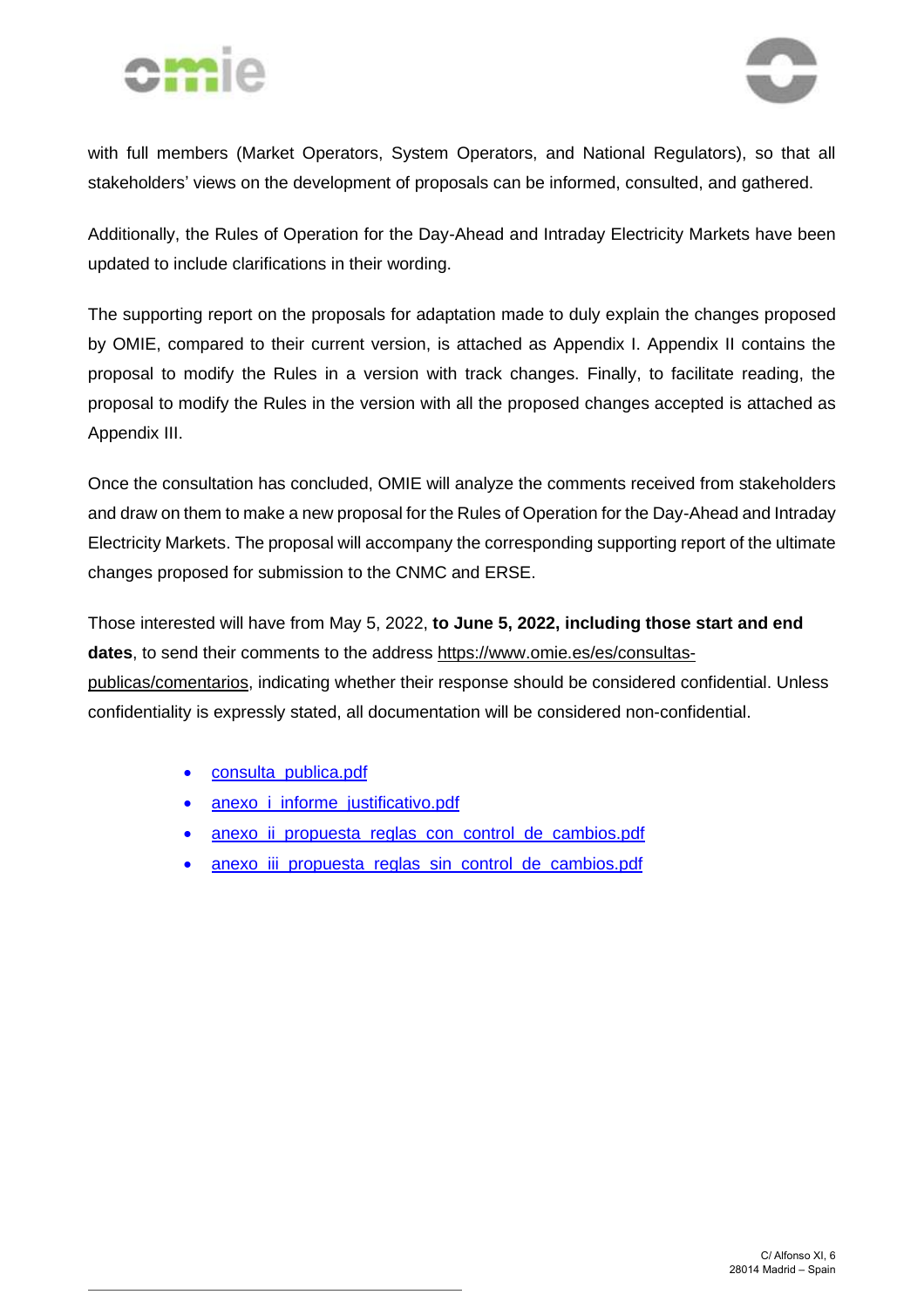with full members (Market Operators, System Operators, and National Regulators), so that all stakeholders' views on the development of proposals can be informed, consulted, and gathered.

Additionally, the Rules of Operation for the Day-Ahead and Intraday Electricity Markets have been updated to include clarifications in their wording.

The supporting report on the proposals for adaptation made to duly explain the changes proposed by OMIE, compared to their current version, is attached as Appendix I. Appendix II contains the proposal to modify the Rules in a version with track changes. Finally, to facilitate reading, the proposal to modify the Rules in the version with all the proposed changes accepted is attached as Appendix III.

Once the consultation has concluded, OMIE will analyze the comments received from stakeholders and draw on them to make a new proposal for the Rules of Operation for the Day-Ahead and Intraday Electricity Markets. The proposal will accompany the corresponding supporting report of the ultimate changes proposed for submission to the CNMC and ERSE.

Those interested will have from May 5, 2022, **to June 5, 2022, including those start and end dates**, to send their comments to the address https://www.omie.es/es/consultas-publicas/comentarios, indicating whether their response should be considered confidential. Unless confidentiality is expressly stated, all documentation will be considered non-confidential.

- consulta_publica.pdf
- anexo_i_informe_justificativo.pdf
- anexo_ii_propuesta_reglas_con_control_de_cambios.pdf
- anexo_iii_propuesta_reglas_sin_control_de_cambios.pdf